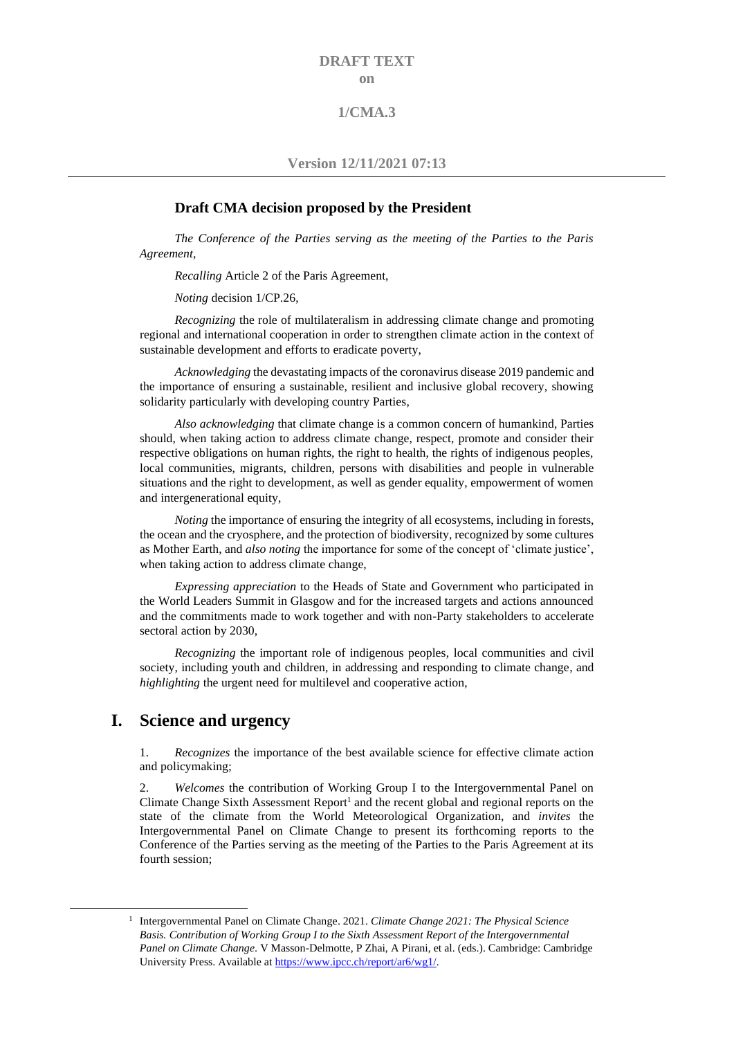**DRAFT TEXT**
**on**

**1/CMA.3**

**Version 12/11/2021 07:13**

## Draft CMA decision proposed by the President

*The Conference of the Parties serving as the meeting of the Parties to the Paris Agreement*,

*Recalling* Article 2 of the Paris Agreement,

*Noting* decision 1/CP.26,

*Recognizing* the role of multilateralism in addressing climate change and promoting regional and international cooperation in order to strengthen climate action in the context of sustainable development and efforts to eradicate poverty,

*Acknowledging* the devastating impacts of the coronavirus disease 2019 pandemic and the importance of ensuring a sustainable, resilient and inclusive global recovery, showing solidarity particularly with developing country Parties,

*Also acknowledging* that climate change is a common concern of humankind, Parties should, when taking action to address climate change, respect, promote and consider their respective obligations on human rights, the right to health, the rights of indigenous peoples, local communities, migrants, children, persons with disabilities and people in vulnerable situations and the right to development, as well as gender equality, empowerment of women and intergenerational equity,

*Noting* the importance of ensuring the integrity of all ecosystems, including in forests, the ocean and the cryosphere, and the protection of biodiversity, recognized by some cultures as Mother Earth, and *also noting* the importance for some of the concept of 'climate justice', when taking action to address climate change,

*Expressing appreciation* to the Heads of State and Government who participated in the World Leaders Summit in Glasgow and for the increased targets and actions announced and the commitments made to work together and with non-Party stakeholders to accelerate sectoral action by 2030,

*Recognizing* the important role of indigenous peoples, local communities and civil society, including youth and children, in addressing and responding to climate change, and *highlighting* the urgent need for multilevel and cooperative action,

# I. Science and urgency

1. *Recognizes* the importance of the best available science for effective climate action and policymaking;

2. *Welcomes* the contribution of Working Group I to the Intergovernmental Panel on Climate Change Sixth Assessment Report[1] and the recent global and regional reports on the state of the climate from the World Meteorological Organization, and *invites* the Intergovernmental Panel on Climate Change to present its forthcoming reports to the Conference of the Parties serving as the meeting of the Parties to the Paris Agreement at its fourth session;

[1] Intergovernmental Panel on Climate Change. 2021. *Climate Change 2021: The Physical Science Basis. Contribution of Working Group I to the Sixth Assessment Report of the Intergovernmental Panel on Climate Change*. V Masson-Delmotte, P Zhai, A Pirani, et al. (eds.). Cambridge: Cambridge University Press. Available at https://www.ipcc.ch/report/ar6/wg1/.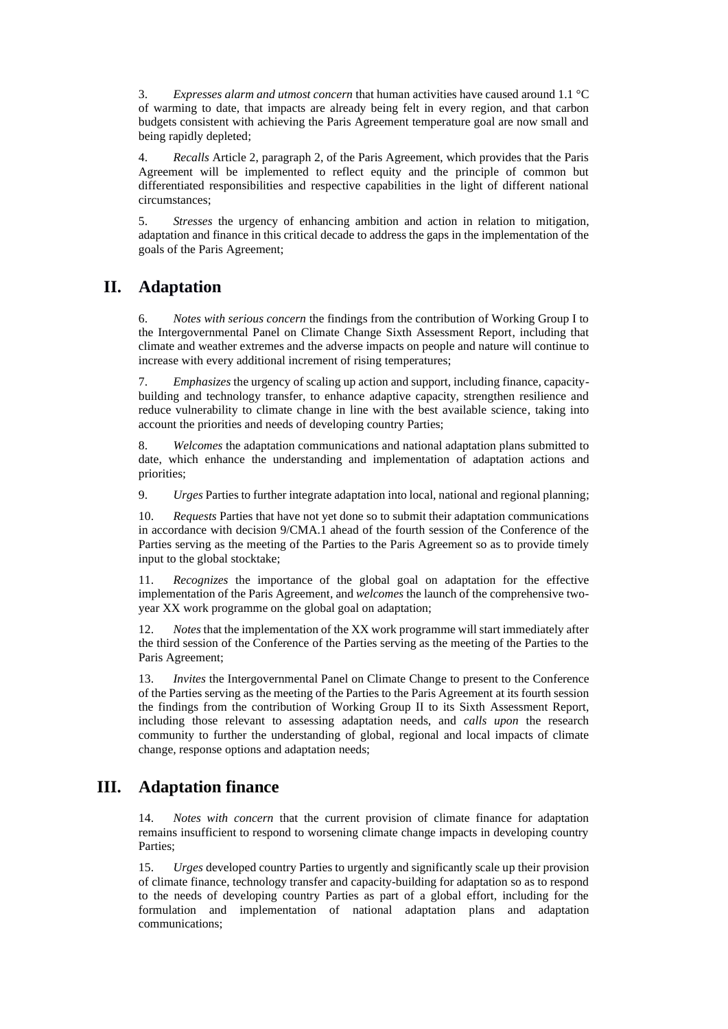3. *Expresses alarm and utmost concern* that human activities have caused around 1.1 °C of warming to date, that impacts are already being felt in every region, and that carbon budgets consistent with achieving the Paris Agreement temperature goal are now small and being rapidly depleted;

4. *Recalls* Article 2, paragraph 2, of the Paris Agreement, which provides that the Paris Agreement will be implemented to reflect equity and the principle of common but differentiated responsibilities and respective capabilities in the light of different national circumstances;

5. *Stresses* the urgency of enhancing ambition and action in relation to mitigation, adaptation and finance in this critical decade to address the gaps in the implementation of the goals of the Paris Agreement;

## II. Adaptation

6. *Notes with serious concern* the findings from the contribution of Working Group I to the Intergovernmental Panel on Climate Change Sixth Assessment Report, including that climate and weather extremes and the adverse impacts on people and nature will continue to increase with every additional increment of rising temperatures;

7. *Emphasizes* the urgency of scaling up action and support, including finance, capacity-building and technology transfer, to enhance adaptive capacity, strengthen resilience and reduce vulnerability to climate change in line with the best available science, taking into account the priorities and needs of developing country Parties;

8. *Welcomes* the adaptation communications and national adaptation plans submitted to date, which enhance the understanding and implementation of adaptation actions and priorities;

9. *Urges* Parties to further integrate adaptation into local, national and regional planning;

10. *Requests* Parties that have not yet done so to submit their adaptation communications in accordance with decision 9/CMA.1 ahead of the fourth session of the Conference of the Parties serving as the meeting of the Parties to the Paris Agreement so as to provide timely input to the global stocktake;

11. *Recognizes* the importance of the global goal on adaptation for the effective implementation of the Paris Agreement, and *welcomes* the launch of the comprehensive two-year XX work programme on the global goal on adaptation;

12. *Notes* that the implementation of the XX work programme will start immediately after the third session of the Conference of the Parties serving as the meeting of the Parties to the Paris Agreement;

13. *Invites* the Intergovernmental Panel on Climate Change to present to the Conference of the Parties serving as the meeting of the Parties to the Paris Agreement at its fourth session the findings from the contribution of Working Group II to its Sixth Assessment Report, including those relevant to assessing adaptation needs, and *calls upon* the research community to further the understanding of global, regional and local impacts of climate change, response options and adaptation needs;

## III. Adaptation finance

14. *Notes with concern* that the current provision of climate finance for adaptation remains insufficient to respond to worsening climate change impacts in developing country Parties;

15. *Urges* developed country Parties to urgently and significantly scale up their provision of climate finance, technology transfer and capacity-building for adaptation so as to respond to the needs of developing country Parties as part of a global effort, including for the formulation and implementation of national adaptation plans and adaptation communications;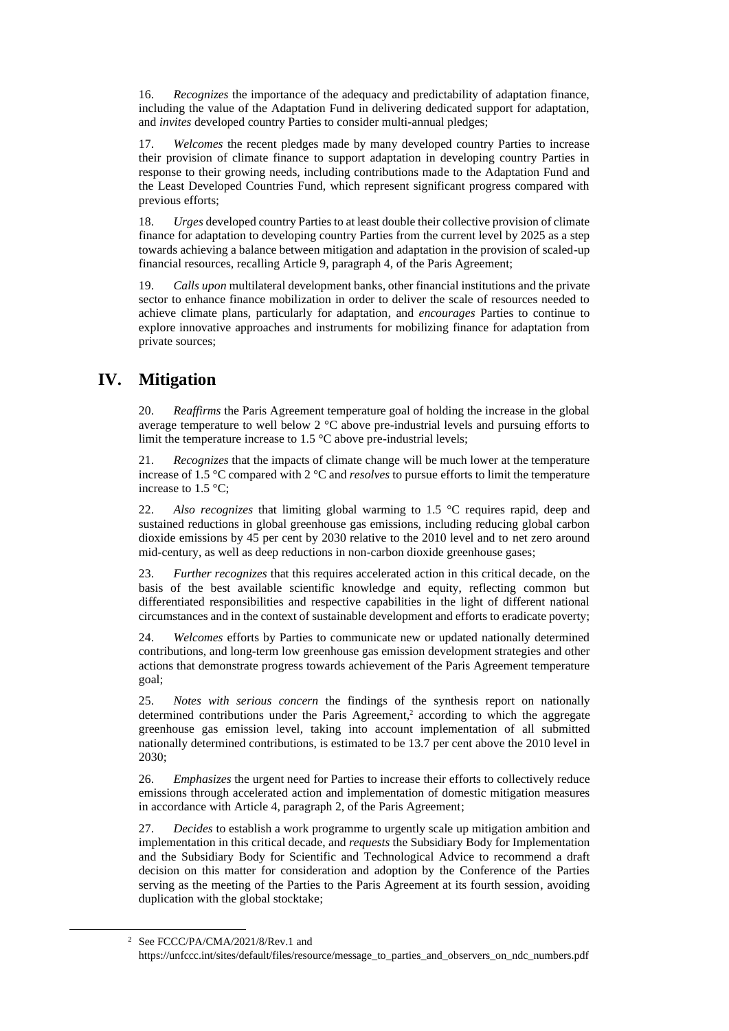16. *Recognizes* the importance of the adequacy and predictability of adaptation finance, including the value of the Adaptation Fund in delivering dedicated support for adaptation, and *invites* developed country Parties to consider multi-annual pledges;

17. *Welcomes* the recent pledges made by many developed country Parties to increase their provision of climate finance to support adaptation in developing country Parties in response to their growing needs, including contributions made to the Adaptation Fund and the Least Developed Countries Fund, which represent significant progress compared with previous efforts;

18. *Urges* developed country Parties to at least double their collective provision of climate finance for adaptation to developing country Parties from the current level by 2025 as a step towards achieving a balance between mitigation and adaptation in the provision of scaled-up financial resources, recalling Article 9, paragraph 4, of the Paris Agreement;

19. *Calls upon* multilateral development banks, other financial institutions and the private sector to enhance finance mobilization in order to deliver the scale of resources needed to achieve climate plans, particularly for adaptation, and *encourages* Parties to continue to explore innovative approaches and instruments for mobilizing finance for adaptation from private sources;

# IV. Mitigation

20. *Reaffirms* the Paris Agreement temperature goal of holding the increase in the global average temperature to well below 2 °C above pre-industrial levels and pursuing efforts to limit the temperature increase to 1.5 °C above pre-industrial levels;

21. *Recognizes* that the impacts of climate change will be much lower at the temperature increase of 1.5 °C compared with 2 °C and *resolves* to pursue efforts to limit the temperature increase to 1.5 °C;

22. *Also recognizes* that limiting global warming to 1.5 °C requires rapid, deep and sustained reductions in global greenhouse gas emissions, including reducing global carbon dioxide emissions by 45 per cent by 2030 relative to the 2010 level and to net zero around mid-century, as well as deep reductions in non-carbon dioxide greenhouse gases;

23. *Further recognizes* that this requires accelerated action in this critical decade, on the basis of the best available scientific knowledge and equity, reflecting common but differentiated responsibilities and respective capabilities in the light of different national circumstances and in the context of sustainable development and efforts to eradicate poverty;

24. *Welcomes* efforts by Parties to communicate new or updated nationally determined contributions, and long-term low greenhouse gas emission development strategies and other actions that demonstrate progress towards achievement of the Paris Agreement temperature goal;

25. *Notes with serious concern* the findings of the synthesis report on nationally determined contributions under the Paris Agreement,[2] according to which the aggregate greenhouse gas emission level, taking into account implementation of all submitted nationally determined contributions, is estimated to be 13.7 per cent above the 2010 level in 2030;

26. *Emphasizes* the urgent need for Parties to increase their efforts to collectively reduce emissions through accelerated action and implementation of domestic mitigation measures in accordance with Article 4, paragraph 2, of the Paris Agreement;

27. *Decides* to establish a work programme to urgently scale up mitigation ambition and implementation in this critical decade, and *requests* the Subsidiary Body for Implementation and the Subsidiary Body for Scientific and Technological Advice to recommend a draft decision on this matter for consideration and adoption by the Conference of the Parties serving as the meeting of the Parties to the Paris Agreement at its fourth session, avoiding duplication with the global stocktake;

[2] See FCCC/PA/CMA/2021/8/Rev.1 and https://unfccc.int/sites/default/files/resource/message_to_parties_and_observers_on_ndc_numbers.pdf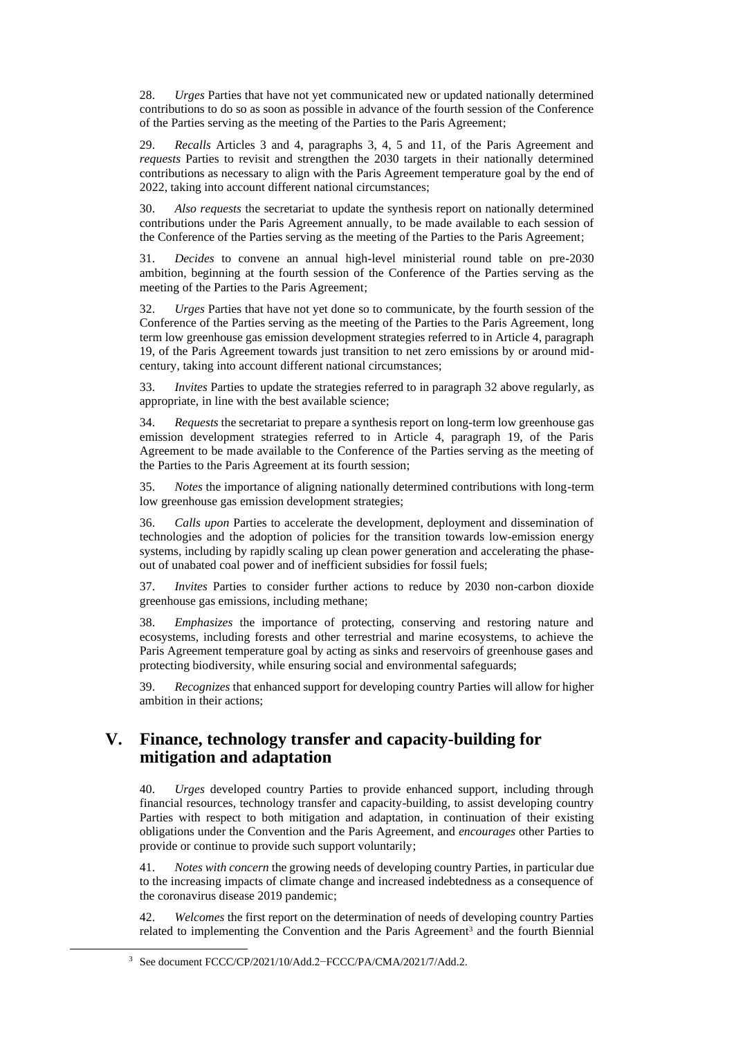28. *Urges* Parties that have not yet communicated new or updated nationally determined contributions to do so as soon as possible in advance of the fourth session of the Conference of the Parties serving as the meeting of the Parties to the Paris Agreement;

29. *Recalls* Articles 3 and 4, paragraphs 3, 4, 5 and 11, of the Paris Agreement and *requests* Parties to revisit and strengthen the 2030 targets in their nationally determined contributions as necessary to align with the Paris Agreement temperature goal by the end of 2022, taking into account different national circumstances;

30. *Also requests* the secretariat to update the synthesis report on nationally determined contributions under the Paris Agreement annually, to be made available to each session of the Conference of the Parties serving as the meeting of the Parties to the Paris Agreement;

31. *Decides* to convene an annual high-level ministerial round table on pre-2030 ambition, beginning at the fourth session of the Conference of the Parties serving as the meeting of the Parties to the Paris Agreement;

32. *Urges* Parties that have not yet done so to communicate, by the fourth session of the Conference of the Parties serving as the meeting of the Parties to the Paris Agreement, long term low greenhouse gas emission development strategies referred to in Article 4, paragraph 19, of the Paris Agreement towards just transition to net zero emissions by or around mid-century, taking into account different national circumstances;

33. *Invites* Parties to update the strategies referred to in paragraph 32 above regularly, as appropriate, in line with the best available science;

34. *Requests* the secretariat to prepare a synthesis report on long-term low greenhouse gas emission development strategies referred to in Article 4, paragraph 19, of the Paris Agreement to be made available to the Conference of the Parties serving as the meeting of the Parties to the Paris Agreement at its fourth session;

35. *Notes* the importance of aligning nationally determined contributions with long-term low greenhouse gas emission development strategies;

36. *Calls upon* Parties to accelerate the development, deployment and dissemination of technologies and the adoption of policies for the transition towards low-emission energy systems, including by rapidly scaling up clean power generation and accelerating the phase-out of unabated coal power and of inefficient subsidies for fossil fuels;

37. *Invites* Parties to consider further actions to reduce by 2030 non-carbon dioxide greenhouse gas emissions, including methane;

38. *Emphasizes* the importance of protecting, conserving and restoring nature and ecosystems, including forests and other terrestrial and marine ecosystems, to achieve the Paris Agreement temperature goal by acting as sinks and reservoirs of greenhouse gases and protecting biodiversity, while ensuring social and environmental safeguards;

39. *Recognizes* that enhanced support for developing country Parties will allow for higher ambition in their actions;

## V. Finance, technology transfer and capacity-building for mitigation and adaptation

40. *Urges* developed country Parties to provide enhanced support, including through financial resources, technology transfer and capacity-building, to assist developing country Parties with respect to both mitigation and adaptation, in continuation of their existing obligations under the Convention and the Paris Agreement, and *encourages* other Parties to provide or continue to provide such support voluntarily;

41. *Notes with concern* the growing needs of developing country Parties, in particular due to the increasing impacts of climate change and increased indebtedness as a consequence of the coronavirus disease 2019 pandemic;

42. *Welcomes* the first report on the determination of needs of developing country Parties related to implementing the Convention and the Paris Agreement[3] and the fourth Biennial

[3] See document FCCC/CP/2021/10/Add.2−FCCC/PA/CMA/2021/7/Add.2.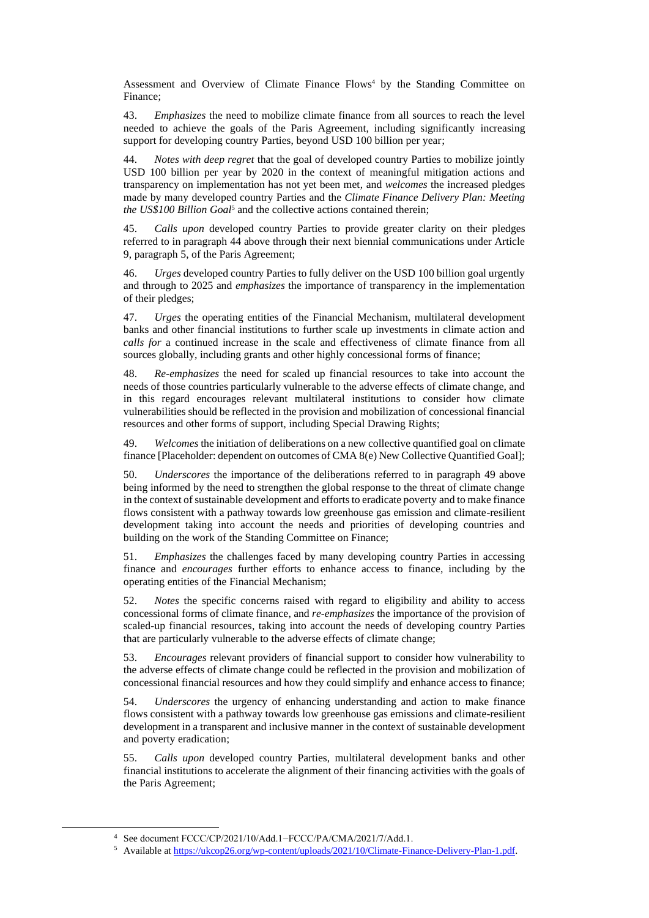Assessment and Overview of Climate Finance Flows[4] by the Standing Committee on Finance;

43. *Emphasizes* the need to mobilize climate finance from all sources to reach the level needed to achieve the goals of the Paris Agreement, including significantly increasing support for developing country Parties, beyond USD 100 billion per year;

44. *Notes with deep regret* that the goal of developed country Parties to mobilize jointly USD 100 billion per year by 2020 in the context of meaningful mitigation actions and transparency on implementation has not yet been met, and *welcomes* the increased pledges made by many developed country Parties and the *Climate Finance Delivery Plan: Meeting the US$100 Billion Goal*[5] and the collective actions contained therein;

45. *Calls upon* developed country Parties to provide greater clarity on their pledges referred to in paragraph 44 above through their next biennial communications under Article 9, paragraph 5, of the Paris Agreement;

46. *Urges* developed country Parties to fully deliver on the USD 100 billion goal urgently and through to 2025 and *emphasizes* the importance of transparency in the implementation of their pledges;

47. *Urges* the operating entities of the Financial Mechanism, multilateral development banks and other financial institutions to further scale up investments in climate action and *calls for* a continued increase in the scale and effectiveness of climate finance from all sources globally, including grants and other highly concessional forms of finance;

48. *Re-emphasizes* the need for scaled up financial resources to take into account the needs of those countries particularly vulnerable to the adverse effects of climate change, and in this regard encourages relevant multilateral institutions to consider how climate vulnerabilities should be reflected in the provision and mobilization of concessional financial resources and other forms of support, including Special Drawing Rights;

49. *Welcomes* the initiation of deliberations on a new collective quantified goal on climate finance [Placeholder: dependent on outcomes of CMA 8(e) New Collective Quantified Goal];

50. *Underscores* the importance of the deliberations referred to in paragraph 49 above being informed by the need to strengthen the global response to the threat of climate change in the context of sustainable development and efforts to eradicate poverty and to make finance flows consistent with a pathway towards low greenhouse gas emission and climate-resilient development taking into account the needs and priorities of developing countries and building on the work of the Standing Committee on Finance;

51. *Emphasizes* the challenges faced by many developing country Parties in accessing finance and *encourages* further efforts to enhance access to finance, including by the operating entities of the Financial Mechanism;

52. *Notes* the specific concerns raised with regard to eligibility and ability to access concessional forms of climate finance, and *re-emphasizes* the importance of the provision of scaled-up financial resources, taking into account the needs of developing country Parties that are particularly vulnerable to the adverse effects of climate change;

53. *Encourages* relevant providers of financial support to consider how vulnerability to the adverse effects of climate change could be reflected in the provision and mobilization of concessional financial resources and how they could simplify and enhance access to finance;

54. *Underscores* the urgency of enhancing understanding and action to make finance flows consistent with a pathway towards low greenhouse gas emissions and climate-resilient development in a transparent and inclusive manner in the context of sustainable development and poverty eradication;

55. *Calls upon* developed country Parties, multilateral development banks and other financial institutions to accelerate the alignment of their financing activities with the goals of the Paris Agreement;

---

[4] See document FCCC/CP/2021/10/Add.1−FCCC/PA/CMA/2021/7/Add.1.

[5] Available at https://ukcop26.org/wp-content/uploads/2021/10/Climate-Finance-Delivery-Plan-1.pdf.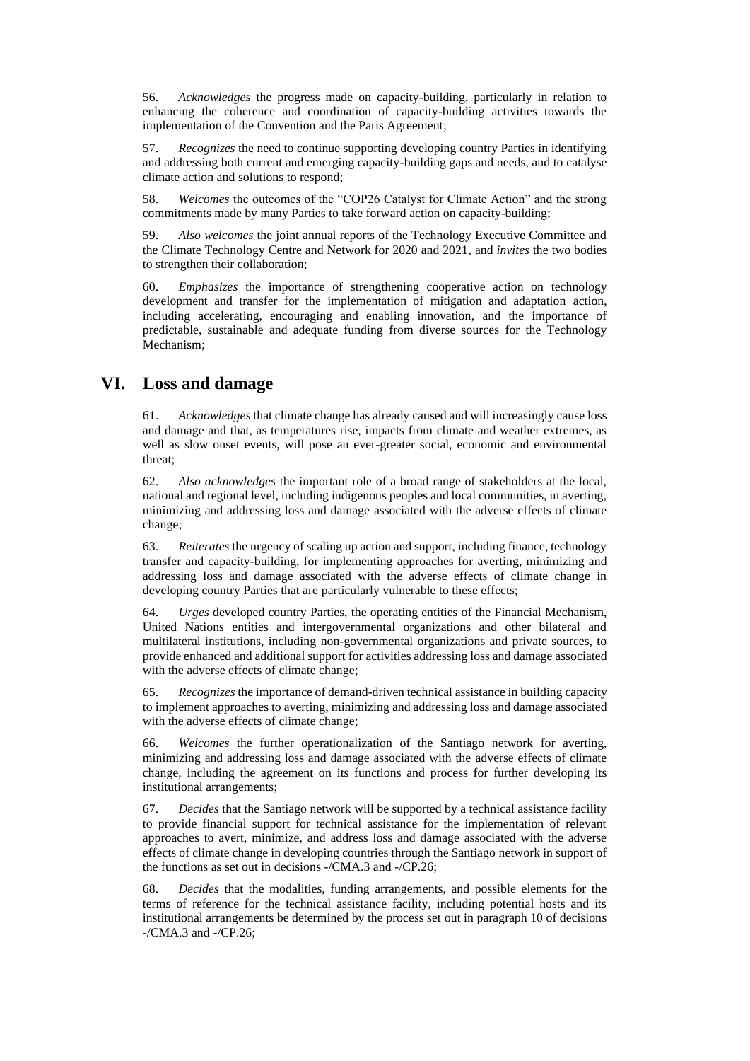56. *Acknowledges* the progress made on capacity-building, particularly in relation to enhancing the coherence and coordination of capacity-building activities towards the implementation of the Convention and the Paris Agreement;

57. *Recognizes* the need to continue supporting developing country Parties in identifying and addressing both current and emerging capacity-building gaps and needs, and to catalyse climate action and solutions to respond;

58. *Welcomes* the outcomes of the "COP26 Catalyst for Climate Action" and the strong commitments made by many Parties to take forward action on capacity-building;

59. *Also welcomes* the joint annual reports of the Technology Executive Committee and the Climate Technology Centre and Network for 2020 and 2021, and *invites* the two bodies to strengthen their collaboration;

60. *Emphasizes* the importance of strengthening cooperative action on technology development and transfer for the implementation of mitigation and adaptation action, including accelerating, encouraging and enabling innovation, and the importance of predictable, sustainable and adequate funding from diverse sources for the Technology Mechanism;

## VI. Loss and damage

61. *Acknowledges* that climate change has already caused and will increasingly cause loss and damage and that, as temperatures rise, impacts from climate and weather extremes, as well as slow onset events, will pose an ever-greater social, economic and environmental threat;

62. *Also acknowledges* the important role of a broad range of stakeholders at the local, national and regional level, including indigenous peoples and local communities, in averting, minimizing and addressing loss and damage associated with the adverse effects of climate change;

63. *Reiterates* the urgency of scaling up action and support, including finance, technology transfer and capacity-building, for implementing approaches for averting, minimizing and addressing loss and damage associated with the adverse effects of climate change in developing country Parties that are particularly vulnerable to these effects;

64. *Urges* developed country Parties, the operating entities of the Financial Mechanism, United Nations entities and intergovernmental organizations and other bilateral and multilateral institutions, including non-governmental organizations and private sources, to provide enhanced and additional support for activities addressing loss and damage associated with the adverse effects of climate change;

65. *Recognizes* the importance of demand-driven technical assistance in building capacity to implement approaches to averting, minimizing and addressing loss and damage associated with the adverse effects of climate change;

66. *Welcomes* the further operationalization of the Santiago network for averting, minimizing and addressing loss and damage associated with the adverse effects of climate change, including the agreement on its functions and process for further developing its institutional arrangements;

67. *Decides* that the Santiago network will be supported by a technical assistance facility to provide financial support for technical assistance for the implementation of relevant approaches to avert, minimize, and address loss and damage associated with the adverse effects of climate change in developing countries through the Santiago network in support of the functions as set out in decisions -/CMA.3 and -/CP.26;

68. *Decides* that the modalities, funding arrangements, and possible elements for the terms of reference for the technical assistance facility, including potential hosts and its institutional arrangements be determined by the process set out in paragraph 10 of decisions -/CMA.3 and -/CP.26;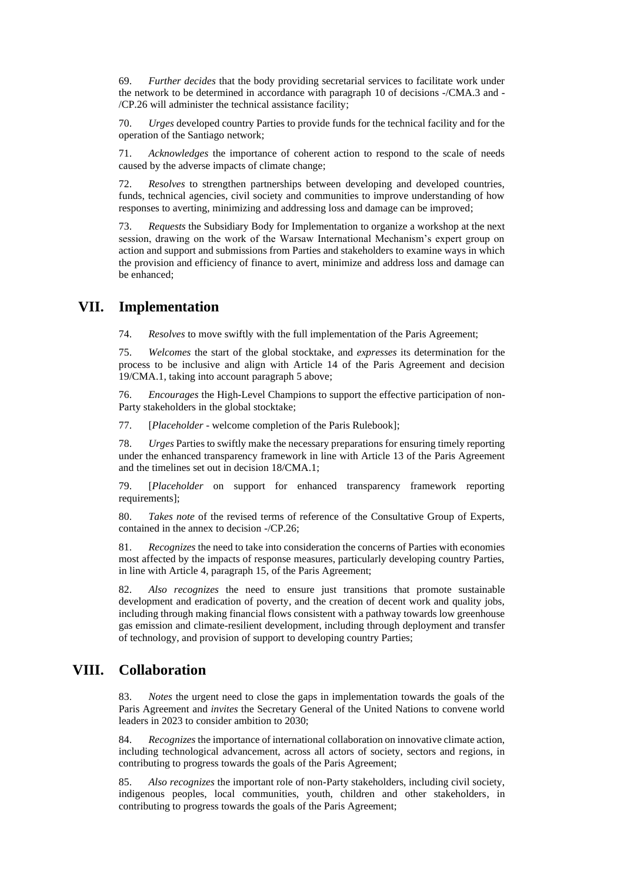69. *Further decides* that the body providing secretarial services to facilitate work under the network to be determined in accordance with paragraph 10 of decisions -/CMA.3 and -/CP.26 will administer the technical assistance facility;

70. *Urges* developed country Parties to provide funds for the technical facility and for the operation of the Santiago network;

71. *Acknowledges* the importance of coherent action to respond to the scale of needs caused by the adverse impacts of climate change;

72. *Resolves* to strengthen partnerships between developing and developed countries, funds, technical agencies, civil society and communities to improve understanding of how responses to averting, minimizing and addressing loss and damage can be improved;

73. *Requests* the Subsidiary Body for Implementation to organize a workshop at the next session, drawing on the work of the Warsaw International Mechanism's expert group on action and support and submissions from Parties and stakeholders to examine ways in which the provision and efficiency of finance to avert, minimize and address loss and damage can be enhanced;

## VII. Implementation

74. *Resolves* to move swiftly with the full implementation of the Paris Agreement;

75. *Welcomes* the start of the global stocktake, and *expresses* its determination for the process to be inclusive and align with Article 14 of the Paris Agreement and decision 19/CMA.1, taking into account paragraph 5 above;

76. *Encourages* the High-Level Champions to support the effective participation of non-Party stakeholders in the global stocktake;

77. [*Placeholder* - welcome completion of the Paris Rulebook];

78. *Urges* Parties to swiftly make the necessary preparations for ensuring timely reporting under the enhanced transparency framework in line with Article 13 of the Paris Agreement and the timelines set out in decision 18/CMA.1;

79. [*Placeholder* on support for enhanced transparency framework reporting requirements];

80. *Takes note* of the revised terms of reference of the Consultative Group of Experts, contained in the annex to decision -/CP.26;

81. *Recognizes* the need to take into consideration the concerns of Parties with economies most affected by the impacts of response measures, particularly developing country Parties, in line with Article 4, paragraph 15, of the Paris Agreement;

82. *Also recognizes* the need to ensure just transitions that promote sustainable development and eradication of poverty, and the creation of decent work and quality jobs, including through making financial flows consistent with a pathway towards low greenhouse gas emission and climate-resilient development, including through deployment and transfer of technology, and provision of support to developing country Parties;

## VIII. Collaboration

83. *Notes* the urgent need to close the gaps in implementation towards the goals of the Paris Agreement and *invites* the Secretary General of the United Nations to convene world leaders in 2023 to consider ambition to 2030;

84. *Recognizes* the importance of international collaboration on innovative climate action, including technological advancement, across all actors of society, sectors and regions, in contributing to progress towards the goals of the Paris Agreement;

85. *Also recognizes* the important role of non-Party stakeholders, including civil society, indigenous peoples, local communities, youth, children and other stakeholders, in contributing to progress towards the goals of the Paris Agreement;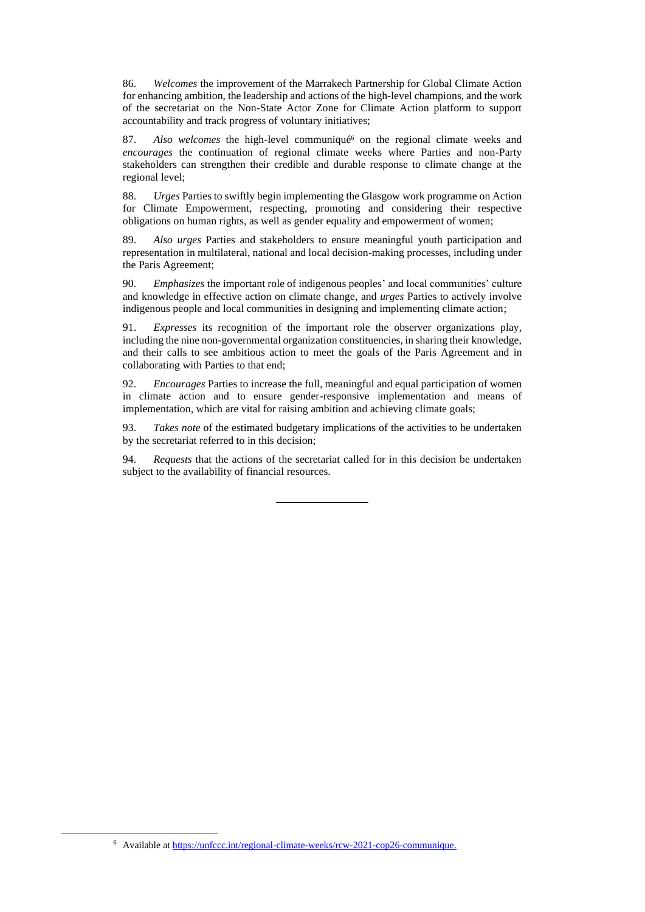86. *Welcomes* the improvement of the Marrakech Partnership for Global Climate Action for enhancing ambition, the leadership and actions of the high-level champions, and the work of the secretariat on the Non-State Actor Zone for Climate Action platform to support accountability and track progress of voluntary initiatives;

87. *Also welcomes* the high-level communiqué[6] on the regional climate weeks and *encourages* the continuation of regional climate weeks where Parties and non-Party stakeholders can strengthen their credible and durable response to climate change at the regional level;

88. *Urges* Parties to swiftly begin implementing the Glasgow work programme on Action for Climate Empowerment, respecting, promoting and considering their respective obligations on human rights, as well as gender equality and empowerment of women;

89. *Also urges* Parties and stakeholders to ensure meaningful youth participation and representation in multilateral, national and local decision-making processes, including under the Paris Agreement;

90. *Emphasizes* the important role of indigenous peoples' and local communities' culture and knowledge in effective action on climate change, and *urges* Parties to actively involve indigenous people and local communities in designing and implementing climate action;

91. *Expresses* its recognition of the important role the observer organizations play, including the nine non-governmental organization constituencies, in sharing their knowledge, and their calls to see ambitious action to meet the goals of the Paris Agreement and in collaborating with Parties to that end;

92. *Encourages* Parties to increase the full, meaningful and equal participation of women in climate action and to ensure gender-responsive implementation and means of implementation, which are vital for raising ambition and achieving climate goals;

93. *Takes note* of the estimated budgetary implications of the activities to be undertaken by the secretariat referred to in this decision;

94. *Requests* that the actions of the secretariat called for in this decision be undertaken subject to the availability of financial resources.

---

[6] Available at https://unfccc.int/regional-climate-weeks/rcw-2021-cop26-communique.